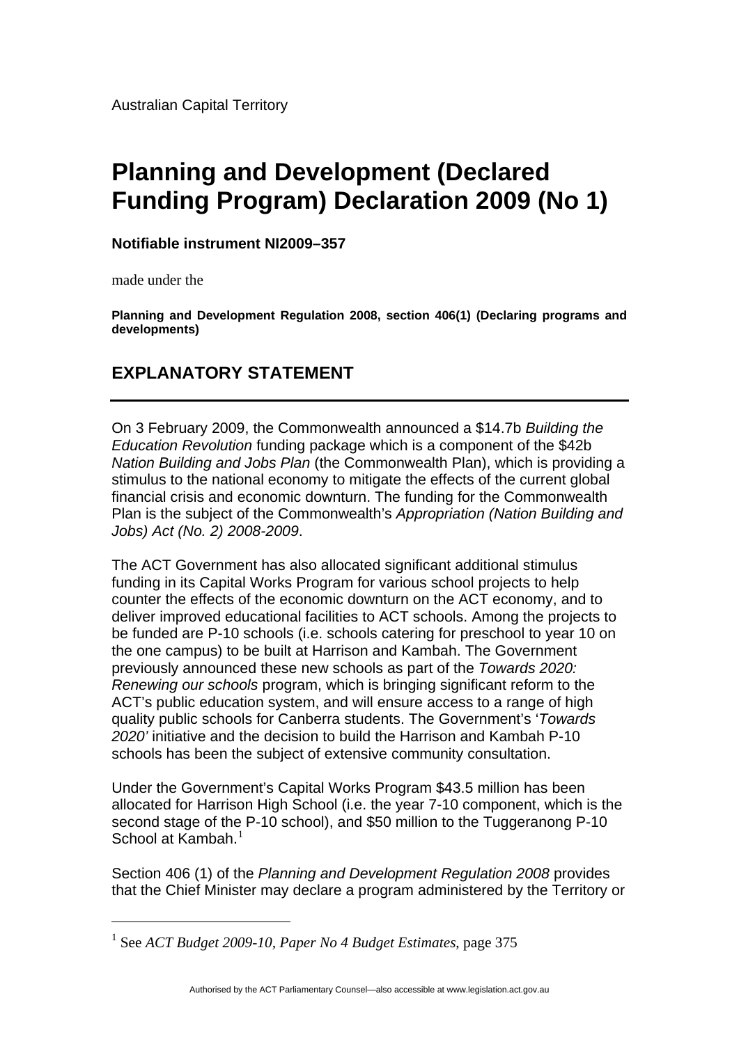Australian Capital Territory

# Planning and Development (Declared Funding Program) Declaration 2009 (No 1)

**Notifiable instrument NI2009–357**

made under the

**Planning and Development Regulation 2008, section 406(1) (Declaring programs and developments)**

## EXPLANATORY STATEMENT

---

On 3 February 2009, the Commonwealth announced a $14.7b *Building the Education Revolution* funding package which is a component of the $42b *Nation Building and Jobs Plan* (the Commonwealth Plan), which is providing a stimulus to the national economy to mitigate the effects of the current global financial crisis and economic downturn. The funding for the Commonwealth Plan is the subject of the Commonwealth's *Appropriation (Nation Building and Jobs) Act (No. 2) 2008-2009*.

The ACT Government has also allocated significant additional stimulus funding in its Capital Works Program for various school projects to help counter the effects of the economic downturn on the ACT economy, and to deliver improved educational facilities to ACT schools. Among the projects to be funded are P-10 schools (i.e. schools catering for preschool to year 10 on the one campus) to be built at Harrison and Kambah. The Government previously announced these new schools as part of the *Towards 2020: Renewing our schools* program, which is bringing significant reform to the ACT's public education system, and will ensure access to a range of high quality public schools for Canberra students. The Government's '*Towards 2020'* initiative and the decision to build the Harrison and Kambah P-10 schools has been the subject of extensive community consultation.

Under the Government's Capital Works Program $43.5 million has been allocated for Harrison High School (i.e. the year 7-10 component, which is the second stage of the P-10 school), and $50 million to the Tuggeranong P-10 School at Kambah.[1]

Section 406 (1) of the *Planning and Development Regulation 2008* provides that the Chief Minister may declare a program administered by the Territory or

---

[1] See *ACT Budget 2009-10, Paper No 4 Budget Estimates*, page 375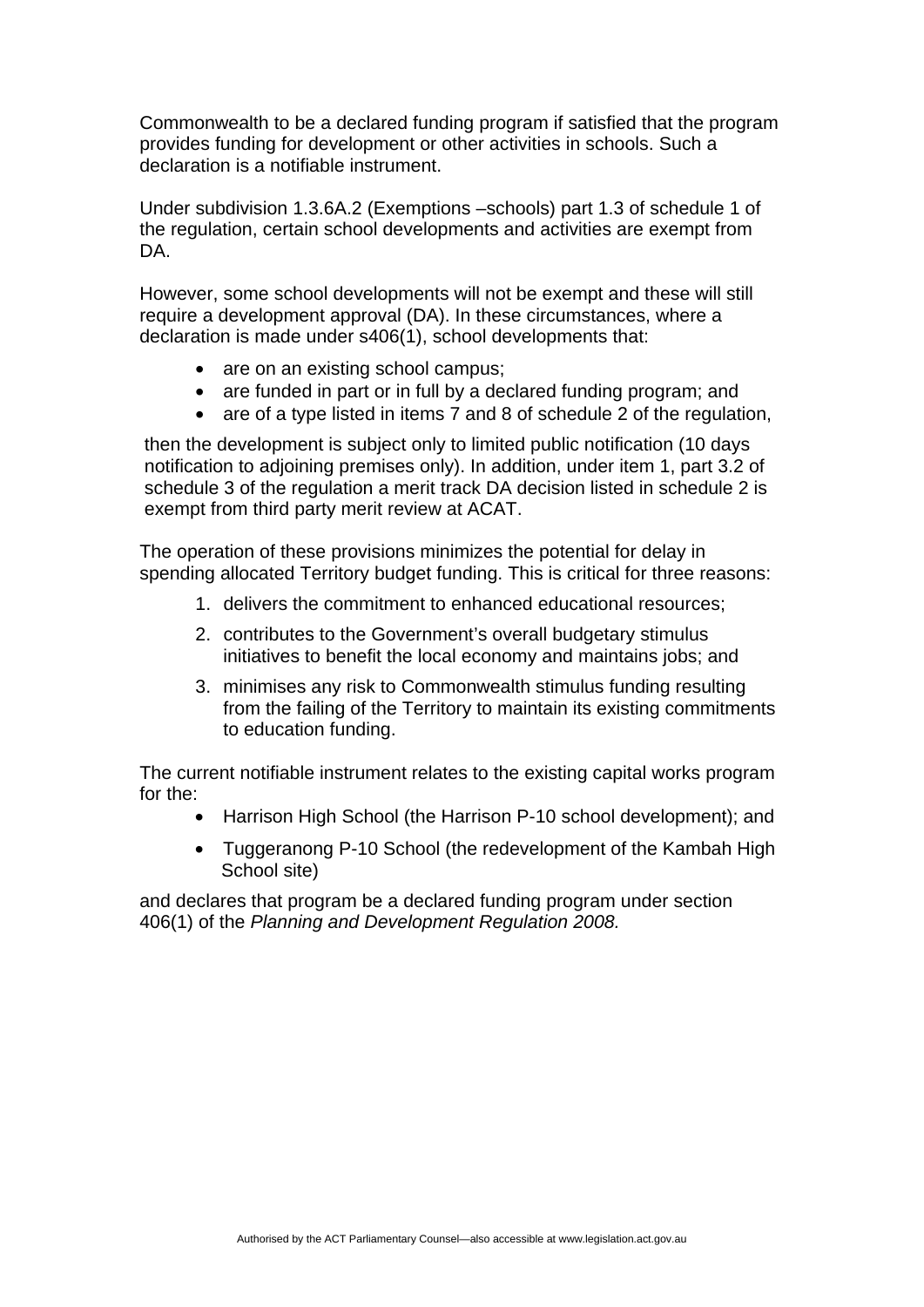Commonwealth to be a declared funding program if satisfied that the program provides funding for development or other activities in schools. Such a declaration is a notifiable instrument.

Under subdivision 1.3.6A.2 (Exemptions –schools) part 1.3 of schedule 1 of the regulation, certain school developments and activities are exempt from DA.

However, some school developments will not be exempt and these will still require a development approval (DA). In these circumstances, where a declaration is made under s406(1), school developments that:

- are on an existing school campus;
- are funded in part or in full by a declared funding program; and
- are of a type listed in items 7 and 8 of schedule 2 of the regulation,

then the development is subject only to limited public notification (10 days notification to adjoining premises only). In addition, under item 1, part 3.2 of schedule 3 of the regulation a merit track DA decision listed in schedule 2 is exempt from third party merit review at ACAT.

The operation of these provisions minimizes the potential for delay in spending allocated Territory budget funding. This is critical for three reasons:

1. delivers the commitment to enhanced educational resources;
2. contributes to the Government's overall budgetary stimulus initiatives to benefit the local economy and maintains jobs; and
3. minimises any risk to Commonwealth stimulus funding resulting from the failing of the Territory to maintain its existing commitments to education funding.

The current notifiable instrument relates to the existing capital works program for the:

- Harrison High School (the Harrison P-10 school development); and
- Tuggeranong P-10 School (the redevelopment of the Kambah High School site)

and declares that program be a declared funding program under section 406(1) of the *Planning and Development Regulation 2008.*